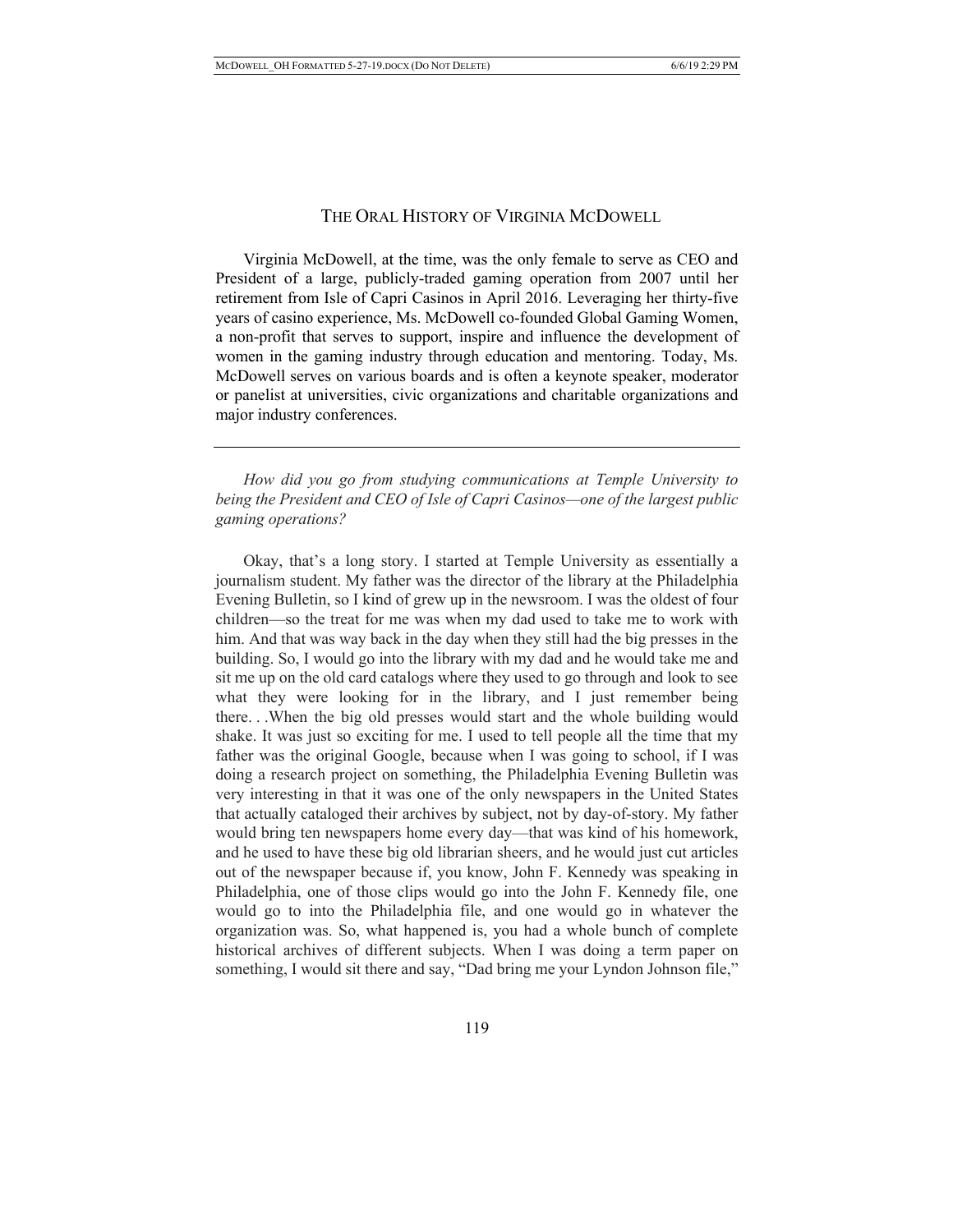# The Oral History of Virginia McDowell

Virginia McDowell, at the time, was the only female to serve as CEO and President of a large, publicly-traded gaming operation from 2007 until her retirement from Isle of Capri Casinos in April 2016. Leveraging her thirty-five years of casino experience, Ms. McDowell co-founded Global Gaming Women, a non-profit that serves to support, inspire and influence the development of women in the gaming industry through education and mentoring. Today, Ms. McDowell serves on various boards and is often a keynote speaker, moderator or panelist at universities, civic organizations and charitable organizations and major industry conferences.

---

*How did you go from studying communications at Temple University to being the President and CEO of Isle of Capri Casinos—one of the largest public gaming operations?*

Okay, that's a long story. I started at Temple University as essentially a journalism student. My father was the director of the library at the Philadelphia Evening Bulletin, so I kind of grew up in the newsroom. I was the oldest of four children—so the treat for me was when my dad used to take me to work with him. And that was way back in the day when they still had the big presses in the building. So, I would go into the library with my dad and he would take me and sit me up on the old card catalogs where they used to go through and look to see what they were looking for in the library, and I just remember being there. . .When the big old presses would start and the whole building would shake. It was just so exciting for me. I used to tell people all the time that my father was the original Google, because when I was going to school, if I was doing a research project on something, the Philadelphia Evening Bulletin was very interesting in that it was one of the only newspapers in the United States that actually cataloged their archives by subject, not by day-of-story. My father would bring ten newspapers home every day—that was kind of his homework, and he used to have these big old librarian sheers, and he would just cut articles out of the newspaper because if, you know, John F. Kennedy was speaking in Philadelphia, one of those clips would go into the John F. Kennedy file, one would go to into the Philadelphia file, and one would go in whatever the organization was. So, what happened is, you had a whole bunch of complete historical archives of different subjects. When I was doing a term paper on something, I would sit there and say, "Dad bring me your Lyndon Johnson file,"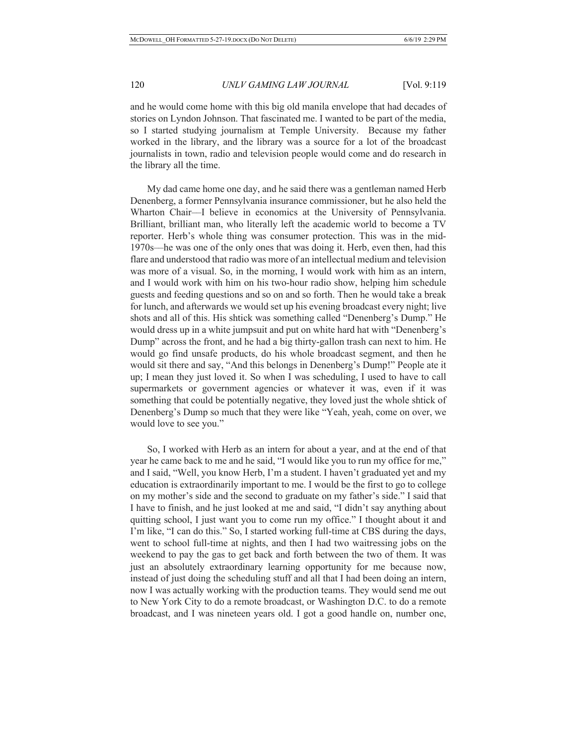and he would come home with this big old manila envelope that had decades of stories on Lyndon Johnson. That fascinated me. I wanted to be part of the media, so I started studying journalism at Temple University. Because my father worked in the library, and the library was a source for a lot of the broadcast journalists in town, radio and television people would come and do research in the library all the time.

My dad came home one day, and he said there was a gentleman named Herb Denenberg, a former Pennsylvania insurance commissioner, but he also held the Wharton Chair—I believe in economics at the University of Pennsylvania. Brilliant, brilliant man, who literally left the academic world to become a TV reporter. Herb's whole thing was consumer protection. This was in the mid-1970s—he was one of the only ones that was doing it. Herb, even then, had this flare and understood that radio was more of an intellectual medium and television was more of a visual. So, in the morning, I would work with him as an intern, and I would work with him on his two-hour radio show, helping him schedule guests and feeding questions and so on and so forth. Then he would take a break for lunch, and afterwards we would set up his evening broadcast every night; live shots and all of this. His shtick was something called "Denenberg's Dump." He would dress up in a white jumpsuit and put on white hard hat with "Denenberg's Dump" across the front, and he had a big thirty-gallon trash can next to him. He would go find unsafe products, do his whole broadcast segment, and then he would sit there and say, "And this belongs in Denenberg's Dump!" People ate it up; I mean they just loved it. So when I was scheduling, I used to have to call supermarkets or government agencies or whatever it was, even if it was something that could be potentially negative, they loved just the whole shtick of Denenberg's Dump so much that they were like "Yeah, yeah, come on over, we would love to see you."

So, I worked with Herb as an intern for about a year, and at the end of that year he came back to me and he said, "I would like you to run my office for me," and I said, "Well, you know Herb, I'm a student. I haven't graduated yet and my education is extraordinarily important to me. I would be the first to go to college on my mother's side and the second to graduate on my father's side." I said that I have to finish, and he just looked at me and said, "I didn't say anything about quitting school, I just want you to come run my office." I thought about it and I'm like, "I can do this." So, I started working full-time at CBS during the days, went to school full-time at nights, and then I had two waitressing jobs on the weekend to pay the gas to get back and forth between the two of them. It was just an absolutely extraordinary learning opportunity for me because now, instead of just doing the scheduling stuff and all that I had been doing an intern, now I was actually working with the production teams. They would send me out to New York City to do a remote broadcast, or Washington D.C. to do a remote broadcast, and I was nineteen years old. I got a good handle on, number one,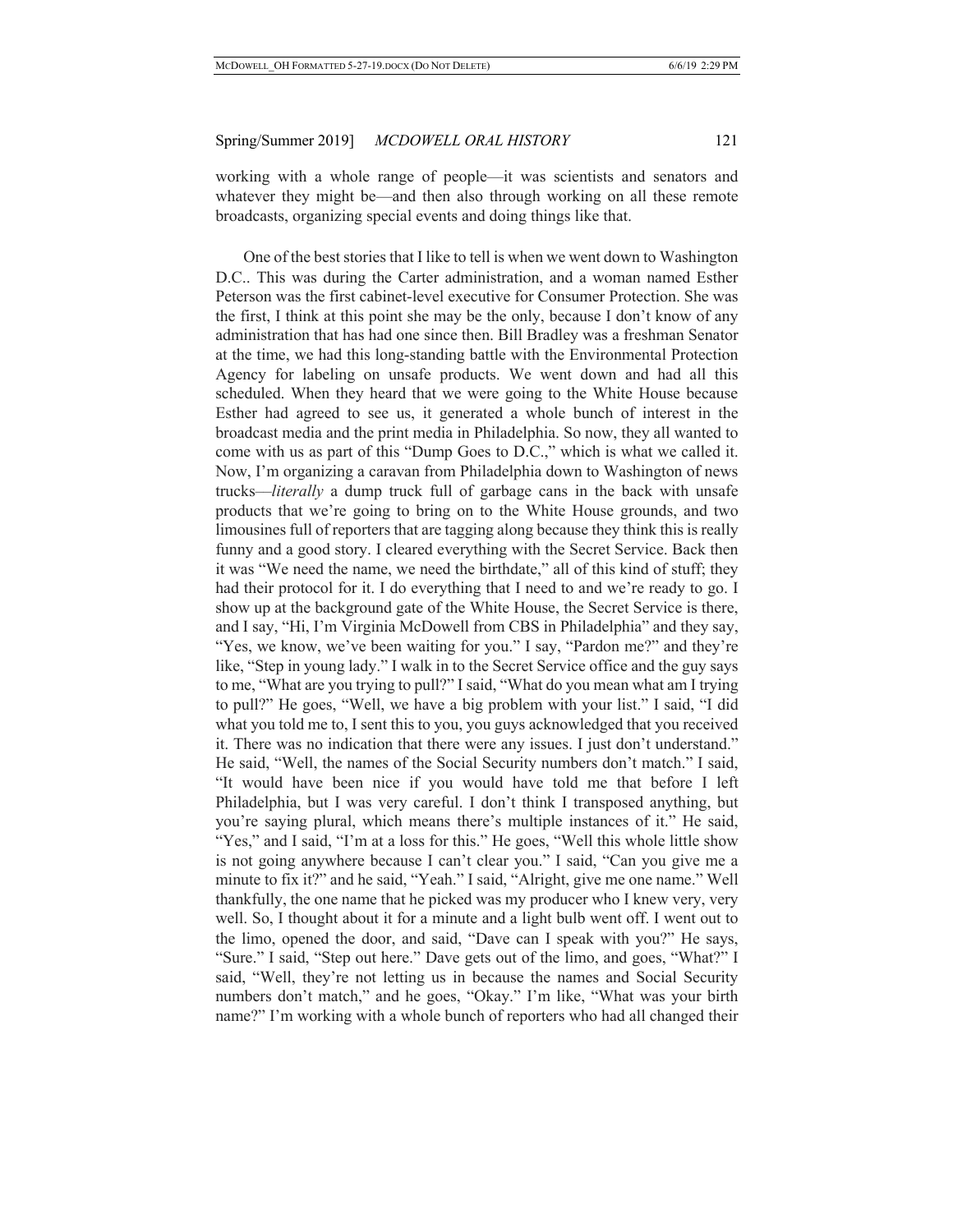working with a whole range of people—it was scientists and senators and whatever they might be—and then also through working on all these remote broadcasts, organizing special events and doing things like that.

One of the best stories that I like to tell is when we went down to Washington D.C.. This was during the Carter administration, and a woman named Esther Peterson was the first cabinet-level executive for Consumer Protection. She was the first, I think at this point she may be the only, because I don't know of any administration that has had one since then. Bill Bradley was a freshman Senator at the time, we had this long-standing battle with the Environmental Protection Agency for labeling on unsafe products. We went down and had all this scheduled. When they heard that we were going to the White House because Esther had agreed to see us, it generated a whole bunch of interest in the broadcast media and the print media in Philadelphia. So now, they all wanted to come with us as part of this "Dump Goes to D.C.," which is what we called it. Now, I'm organizing a caravan from Philadelphia down to Washington of news trucks—*literally* a dump truck full of garbage cans in the back with unsafe products that we're going to bring on to the White House grounds, and two limousines full of reporters that are tagging along because they think this is really funny and a good story. I cleared everything with the Secret Service. Back then it was "We need the name, we need the birthdate," all of this kind of stuff; they had their protocol for it. I do everything that I need to and we're ready to go. I show up at the background gate of the White House, the Secret Service is there, and I say, "Hi, I'm Virginia McDowell from CBS in Philadelphia" and they say, "Yes, we know, we've been waiting for you." I say, "Pardon me?" and they're like, "Step in young lady." I walk in to the Secret Service office and the guy says to me, "What are you trying to pull?" I said, "What do you mean what am I trying to pull?" He goes, "Well, we have a big problem with your list." I said, "I did what you told me to, I sent this to you, you guys acknowledged that you received it. There was no indication that there were any issues. I just don't understand." He said, "Well, the names of the Social Security numbers don't match." I said, "It would have been nice if you would have told me that before I left Philadelphia, but I was very careful. I don't think I transposed anything, but you're saying plural, which means there's multiple instances of it." He said, "Yes," and I said, "I'm at a loss for this." He goes, "Well this whole little show is not going anywhere because I can't clear you." I said, "Can you give me a minute to fix it?" and he said, "Yeah." I said, "Alright, give me one name." Well thankfully, the one name that he picked was my producer who I knew very, very well. So, I thought about it for a minute and a light bulb went off. I went out to the limo, opened the door, and said, "Dave can I speak with you?" He says, "Sure." I said, "Step out here." Dave gets out of the limo, and goes, "What?" I said, "Well, they're not letting us in because the names and Social Security numbers don't match," and he goes, "Okay." I'm like, "What was your birth name?" I'm working with a whole bunch of reporters who had all changed their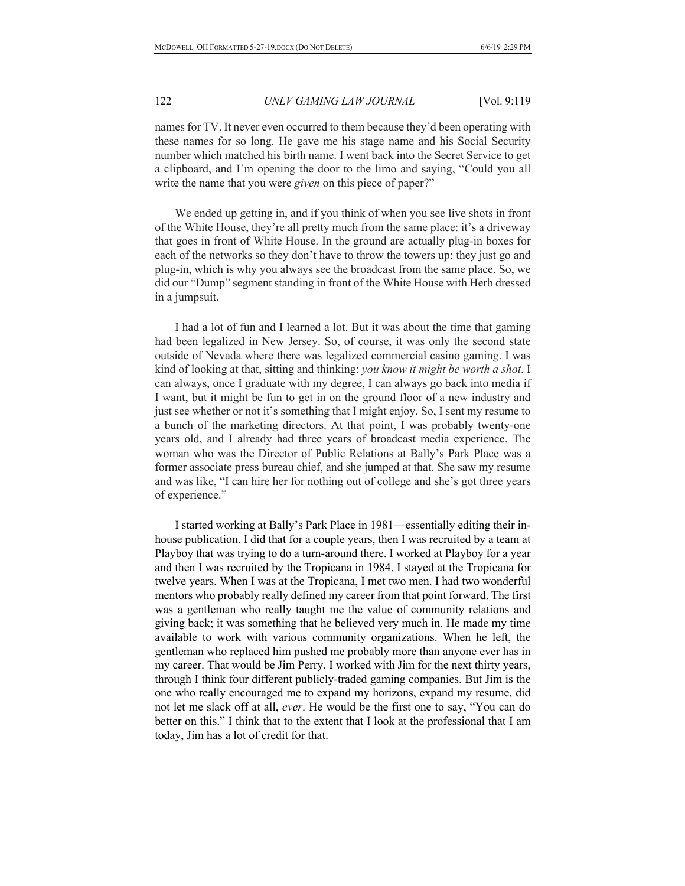names for TV. It never even occurred to them because they'd been operating with these names for so long. He gave me his stage name and his Social Security number which matched his birth name. I went back into the Secret Service to get a clipboard, and I'm opening the door to the limo and saying, "Could you all write the name that you were *given* on this piece of paper?"

We ended up getting in, and if you think of when you see live shots in front of the White House, they're all pretty much from the same place: it's a driveway that goes in front of White House. In the ground are actually plug-in boxes for each of the networks so they don't have to throw the towers up; they just go and plug-in, which is why you always see the broadcast from the same place. So, we did our "Dump" segment standing in front of the White House with Herb dressed in a jumpsuit.

I had a lot of fun and I learned a lot. But it was about the time that gaming had been legalized in New Jersey. So, of course, it was only the second state outside of Nevada where there was legalized commercial casino gaming. I was kind of looking at that, sitting and thinking: *you know it might be worth a shot*. I can always, once I graduate with my degree, I can always go back into media if I want, but it might be fun to get in on the ground floor of a new industry and just see whether or not it's something that I might enjoy. So, I sent my resume to a bunch of the marketing directors. At that point, I was probably twenty-one years old, and I already had three years of broadcast media experience. The woman who was the Director of Public Relations at Bally's Park Place was a former associate press bureau chief, and she jumped at that. She saw my resume and was like, "I can hire her for nothing out of college and she's got three years of experience."

I started working at Bally's Park Place in 1981—essentially editing their in-house publication. I did that for a couple years, then I was recruited by a team at Playboy that was trying to do a turn-around there. I worked at Playboy for a year and then I was recruited by the Tropicana in 1984. I stayed at the Tropicana for twelve years. When I was at the Tropicana, I met two men. I had two wonderful mentors who probably really defined my career from that point forward. The first was a gentleman who really taught me the value of community relations and giving back; it was something that he believed very much in. He made my time available to work with various community organizations. When he left, the gentleman who replaced him pushed me probably more than anyone ever has in my career. That would be Jim Perry. I worked with Jim for the next thirty years, through I think four different publicly-traded gaming companies. But Jim is the one who really encouraged me to expand my horizons, expand my resume, did not let me slack off at all, *ever*. He would be the first one to say, "You can do better on this." I think that to the extent that I look at the professional that I am today, Jim has a lot of credit for that.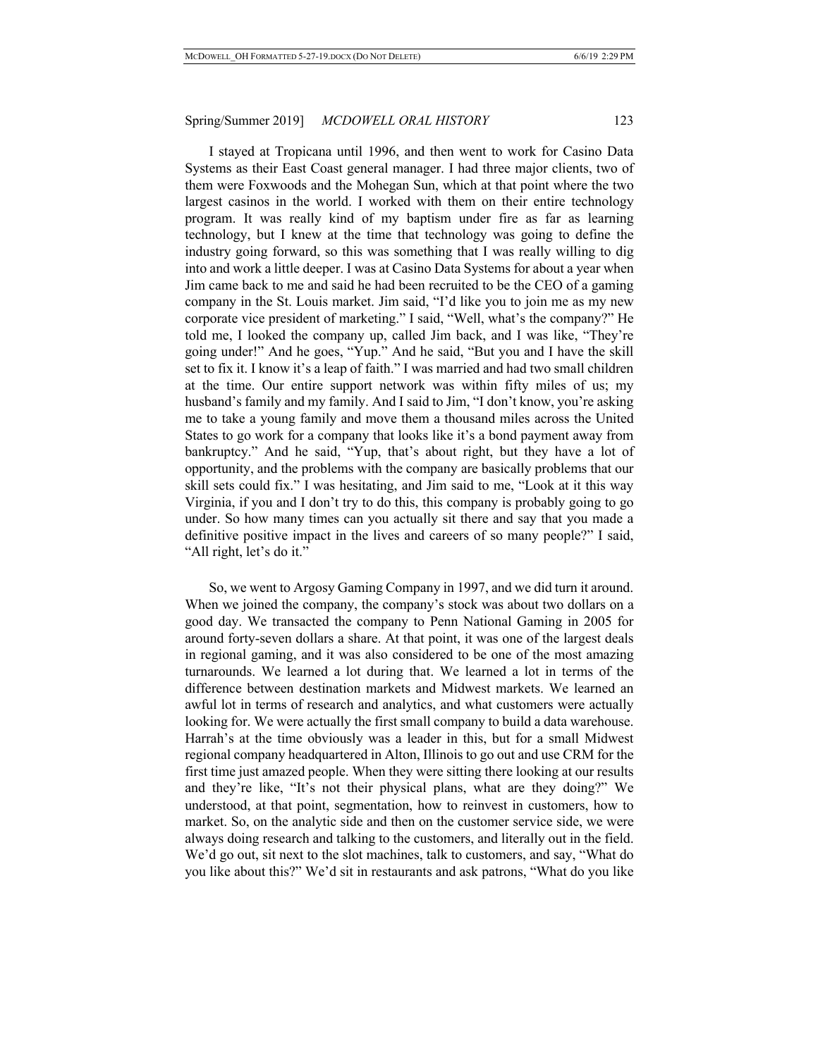I stayed at Tropicana until 1996, and then went to work for Casino Data Systems as their East Coast general manager. I had three major clients, two of them were Foxwoods and the Mohegan Sun, which at that point where the two largest casinos in the world. I worked with them on their entire technology program. It was really kind of my baptism under fire as far as learning technology, but I knew at the time that technology was going to define the industry going forward, so this was something that I was really willing to dig into and work a little deeper. I was at Casino Data Systems for about a year when Jim came back to me and said he had been recruited to be the CEO of a gaming company in the St. Louis market. Jim said, "I'd like you to join me as my new corporate vice president of marketing." I said, "Well, what's the company?" He told me, I looked the company up, called Jim back, and I was like, "They're going under!" And he goes, "Yup." And he said, "But you and I have the skill set to fix it. I know it's a leap of faith." I was married and had two small children at the time. Our entire support network was within fifty miles of us; my husband's family and my family. And I said to Jim, "I don't know, you're asking me to take a young family and move them a thousand miles across the United States to go work for a company that looks like it's a bond payment away from bankruptcy." And he said, "Yup, that's about right, but they have a lot of opportunity, and the problems with the company are basically problems that our skill sets could fix." I was hesitating, and Jim said to me, "Look at it this way Virginia, if you and I don't try to do this, this company is probably going to go under. So how many times can you actually sit there and say that you made a definitive positive impact in the lives and careers of so many people?" I said, "All right, let's do it."

So, we went to Argosy Gaming Company in 1997, and we did turn it around. When we joined the company, the company's stock was about two dollars on a good day. We transacted the company to Penn National Gaming in 2005 for around forty-seven dollars a share. At that point, it was one of the largest deals in regional gaming, and it was also considered to be one of the most amazing turnarounds. We learned a lot during that. We learned a lot in terms of the difference between destination markets and Midwest markets. We learned an awful lot in terms of research and analytics, and what customers were actually looking for. We were actually the first small company to build a data warehouse. Harrah's at the time obviously was a leader in this, but for a small Midwest regional company headquartered in Alton, Illinois to go out and use CRM for the first time just amazed people. When they were sitting there looking at our results and they're like, "It's not their physical plans, what are they doing?" We understood, at that point, segmentation, how to reinvest in customers, how to market. So, on the analytic side and then on the customer service side, we were always doing research and talking to the customers, and literally out in the field. We'd go out, sit next to the slot machines, talk to customers, and say, "What do you like about this?" We'd sit in restaurants and ask patrons, "What do you like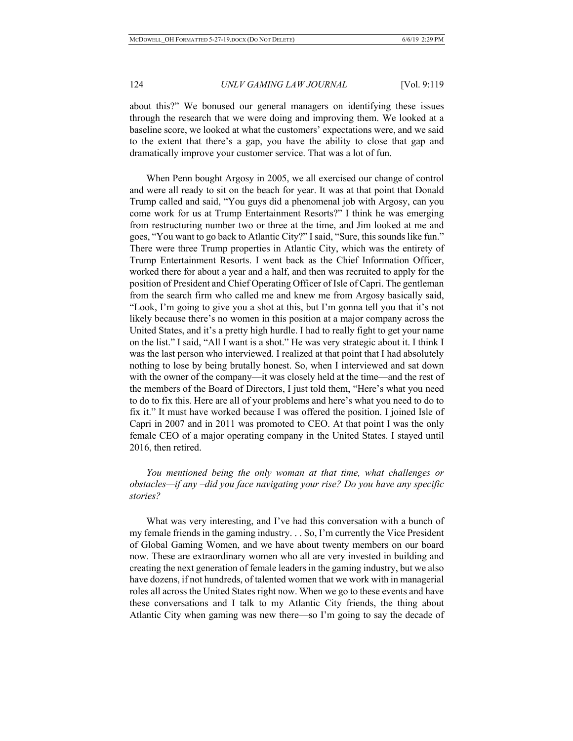about this?" We bonused our general managers on identifying these issues through the research that we were doing and improving them. We looked at a baseline score, we looked at what the customers' expectations were, and we said to the extent that there's a gap, you have the ability to close that gap and dramatically improve your customer service. That was a lot of fun.

When Penn bought Argosy in 2005, we all exercised our change of control and were all ready to sit on the beach for year. It was at that point that Donald Trump called and said, "You guys did a phenomenal job with Argosy, can you come work for us at Trump Entertainment Resorts?" I think he was emerging from restructuring number two or three at the time, and Jim looked at me and goes, "You want to go back to Atlantic City?" I said, "Sure, this sounds like fun." There were three Trump properties in Atlantic City, which was the entirety of Trump Entertainment Resorts. I went back as the Chief Information Officer, worked there for about a year and a half, and then was recruited to apply for the position of President and Chief Operating Officer of Isle of Capri. The gentleman from the search firm who called me and knew me from Argosy basically said, "Look, I'm going to give you a shot at this, but I'm gonna tell you that it's not likely because there's no women in this position at a major company across the United States, and it's a pretty high hurdle. I had to really fight to get your name on the list." I said, "All I want is a shot." He was very strategic about it. I think I was the last person who interviewed. I realized at that point that I had absolutely nothing to lose by being brutally honest. So, when I interviewed and sat down with the owner of the company—it was closely held at the time—and the rest of the members of the Board of Directors, I just told them, "Here's what you need to do to fix this. Here are all of your problems and here's what you need to do to fix it." It must have worked because I was offered the position. I joined Isle of Capri in 2007 and in 2011 was promoted to CEO. At that point I was the only female CEO of a major operating company in the United States. I stayed until 2016, then retired.

*You mentioned being the only woman at that time, what challenges or obstacles—if any –did you face navigating your rise? Do you have any specific stories?*

What was very interesting, and I've had this conversation with a bunch of my female friends in the gaming industry. . . So, I'm currently the Vice President of Global Gaming Women, and we have about twenty members on our board now. These are extraordinary women who all are very invested in building and creating the next generation of female leaders in the gaming industry, but we also have dozens, if not hundreds, of talented women that we work with in managerial roles all across the United States right now. When we go to these events and have these conversations and I talk to my Atlantic City friends, the thing about Atlantic City when gaming was new there—so I'm going to say the decade of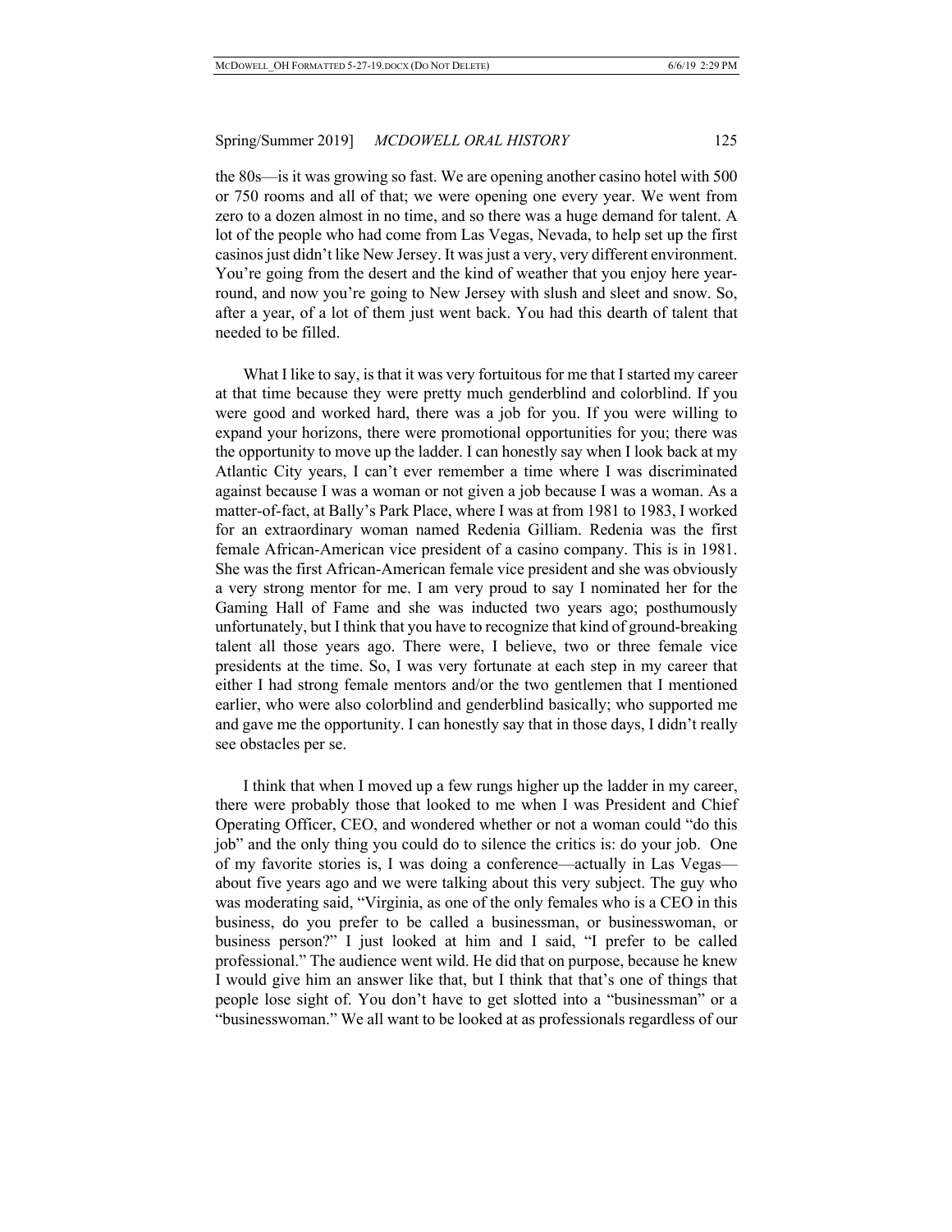the 80s—is it was growing so fast. We are opening another casino hotel with 500 or 750 rooms and all of that; we were opening one every year. We went from zero to a dozen almost in no time, and so there was a huge demand for talent. A lot of the people who had come from Las Vegas, Nevada, to help set up the first casinos just didn't like New Jersey. It was just a very, very different environment. You're going from the desert and the kind of weather that you enjoy here year-round, and now you're going to New Jersey with slush and sleet and snow. So, after a year, of a lot of them just went back. You had this dearth of talent that needed to be filled.

What I like to say, is that it was very fortuitous for me that I started my career at that time because they were pretty much genderblind and colorblind. If you were good and worked hard, there was a job for you. If you were willing to expand your horizons, there were promotional opportunities for you; there was the opportunity to move up the ladder. I can honestly say when I look back at my Atlantic City years, I can't ever remember a time where I was discriminated against because I was a woman or not given a job because I was a woman. As a matter-of-fact, at Bally's Park Place, where I was at from 1981 to 1983, I worked for an extraordinary woman named Redenia Gilliam. Redenia was the first female African-American vice president of a casino company. This is in 1981. She was the first African-American female vice president and she was obviously a very strong mentor for me. I am very proud to say I nominated her for the Gaming Hall of Fame and she was inducted two years ago; posthumously unfortunately, but I think that you have to recognize that kind of ground-breaking talent all those years ago. There were, I believe, two or three female vice presidents at the time. So, I was very fortunate at each step in my career that either I had strong female mentors and/or the two gentlemen that I mentioned earlier, who were also colorblind and genderblind basically; who supported me and gave me the opportunity. I can honestly say that in those days, I didn't really see obstacles per se.

I think that when I moved up a few rungs higher up the ladder in my career, there were probably those that looked to me when I was President and Chief Operating Officer, CEO, and wondered whether or not a woman could "do this job" and the only thing you could do to silence the critics is: do your job. One of my favorite stories is, I was doing a conference—actually in Las Vegas—about five years ago and we were talking about this very subject. The guy who was moderating said, "Virginia, as one of the only females who is a CEO in this business, do you prefer to be called a businessman, or businesswoman, or business person?" I just looked at him and I said, "I prefer to be called professional." The audience went wild. He did that on purpose, because he knew I would give him an answer like that, but I think that that's one of things that people lose sight of. You don't have to get slotted into a "businessman" or a "businesswoman." We all want to be looked at as professionals regardless of our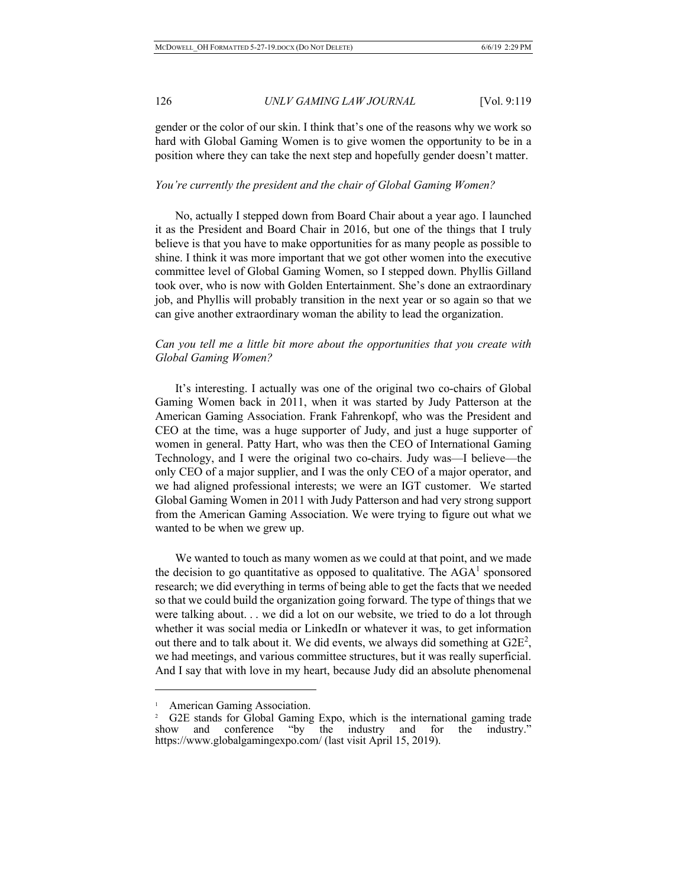gender or the color of our skin. I think that's one of the reasons why we work so hard with Global Gaming Women is to give women the opportunity to be in a position where they can take the next step and hopefully gender doesn't matter.

*You're currently the president and the chair of Global Gaming Women?*

No, actually I stepped down from Board Chair about a year ago. I launched it as the President and Board Chair in 2016, but one of the things that I truly believe is that you have to make opportunities for as many people as possible to shine. I think it was more important that we got other women into the executive committee level of Global Gaming Women, so I stepped down. Phyllis Gilland took over, who is now with Golden Entertainment. She's done an extraordinary job, and Phyllis will probably transition in the next year or so again so that we can give another extraordinary woman the ability to lead the organization.

*Can you tell me a little bit more about the opportunities that you create with Global Gaming Women?*

It's interesting. I actually was one of the original two co-chairs of Global Gaming Women back in 2011, when it was started by Judy Patterson at the American Gaming Association. Frank Fahrenkopf, who was the President and CEO at the time, was a huge supporter of Judy, and just a huge supporter of women in general. Patty Hart, who was then the CEO of International Gaming Technology, and I were the original two co-chairs. Judy was—I believe—the only CEO of a major supplier, and I was the only CEO of a major operator, and we had aligned professional interests; we were an IGT customer. We started Global Gaming Women in 2011 with Judy Patterson and had very strong support from the American Gaming Association. We were trying to figure out what we wanted to be when we grew up.

We wanted to touch as many women as we could at that point, and we made the decision to go quantitative as opposed to qualitative. The AGA[1] sponsored research; we did everything in terms of being able to get the facts that we needed so that we could build the organization going forward. The type of things that we were talking about. . . we did a lot on our website, we tried to do a lot through whether it was social media or LinkedIn or whatever it was, to get information out there and to talk about it. We did events, we always did something at G2E[2], we had meetings, and various committee structures, but it was really superficial. And I say that with love in my heart, because Judy did an absolute phenomenal

---

[1] American Gaming Association.

[2] G2E stands for Global Gaming Expo, which is the international gaming trade show and conference "by the industry and for the industry." https://www.globalgamingexpo.com/ (last visit April 15, 2019).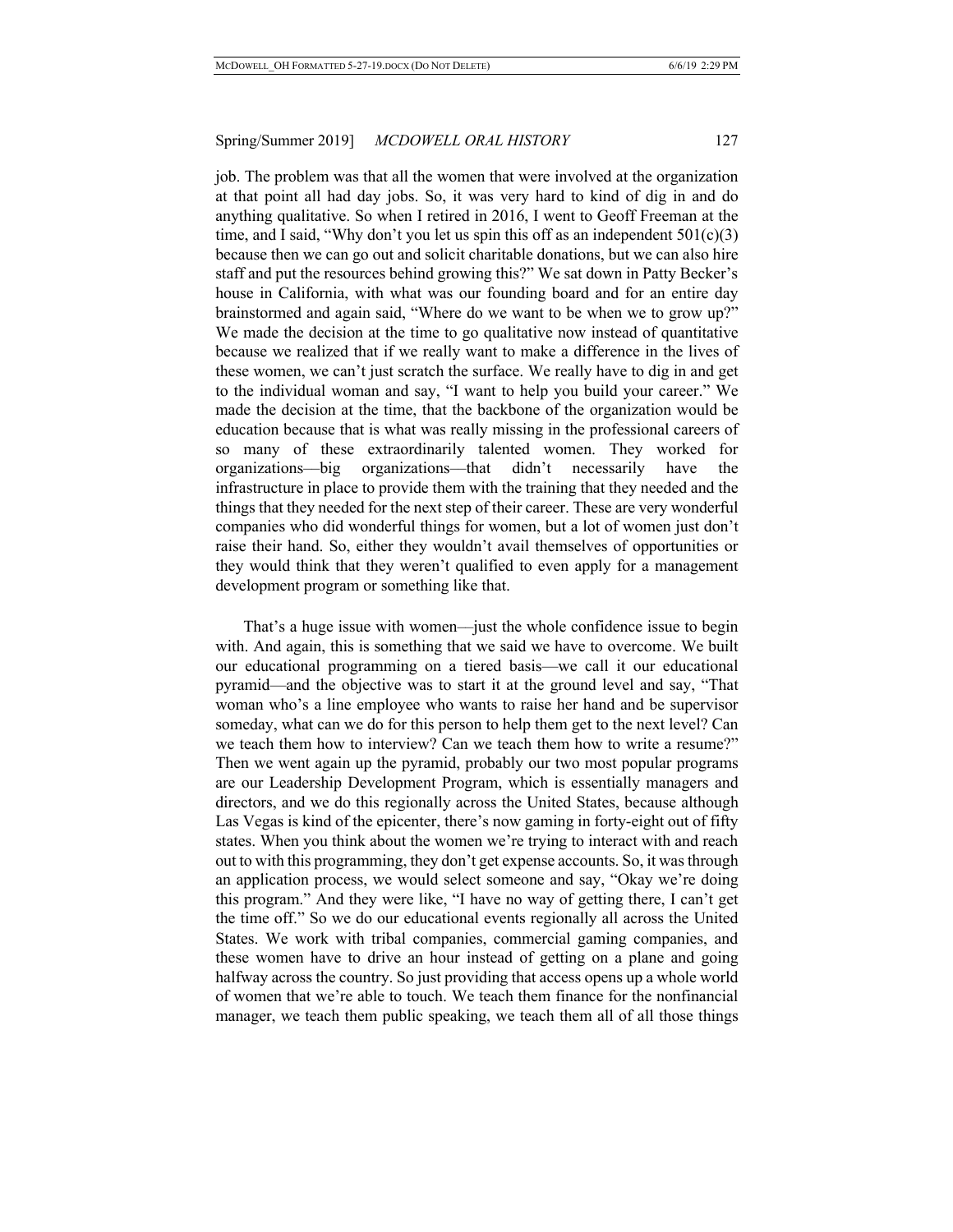job. The problem was that all the women that were involved at the organization at that point all had day jobs. So, it was very hard to kind of dig in and do anything qualitative. So when I retired in 2016, I went to Geoff Freeman at the time, and I said, "Why don't you let us spin this off as an independent 501(c)(3) because then we can go out and solicit charitable donations, but we can also hire staff and put the resources behind growing this?" We sat down in Patty Becker's house in California, with what was our founding board and for an entire day brainstormed and again said, "Where do we want to be when we to grow up?" We made the decision at the time to go qualitative now instead of quantitative because we realized that if we really want to make a difference in the lives of these women, we can't just scratch the surface. We really have to dig in and get to the individual woman and say, "I want to help you build your career." We made the decision at the time, that the backbone of the organization would be education because that is what was really missing in the professional careers of so many of these extraordinarily talented women. They worked for organizations—big organizations—that didn't necessarily have the infrastructure in place to provide them with the training that they needed and the things that they needed for the next step of their career. These are very wonderful companies who did wonderful things for women, but a lot of women just don't raise their hand. So, either they wouldn't avail themselves of opportunities or they would think that they weren't qualified to even apply for a management development program or something like that.

That's a huge issue with women—just the whole confidence issue to begin with. And again, this is something that we said we have to overcome. We built our educational programming on a tiered basis—we call it our educational pyramid—and the objective was to start it at the ground level and say, "That woman who's a line employee who wants to raise her hand and be supervisor someday, what can we do for this person to help them get to the next level? Can we teach them how to interview? Can we teach them how to write a resume?" Then we went again up the pyramid, probably our two most popular programs are our Leadership Development Program, which is essentially managers and directors, and we do this regionally across the United States, because although Las Vegas is kind of the epicenter, there's now gaming in forty-eight out of fifty states. When you think about the women we're trying to interact with and reach out to with this programming, they don't get expense accounts. So, it was through an application process, we would select someone and say, "Okay we're doing this program." And they were like, "I have no way of getting there, I can't get the time off." So we do our educational events regionally all across the United States. We work with tribal companies, commercial gaming companies, and these women have to drive an hour instead of getting on a plane and going halfway across the country. So just providing that access opens up a whole world of women that we're able to touch. We teach them finance for the nonfinancial manager, we teach them public speaking, we teach them all of all those things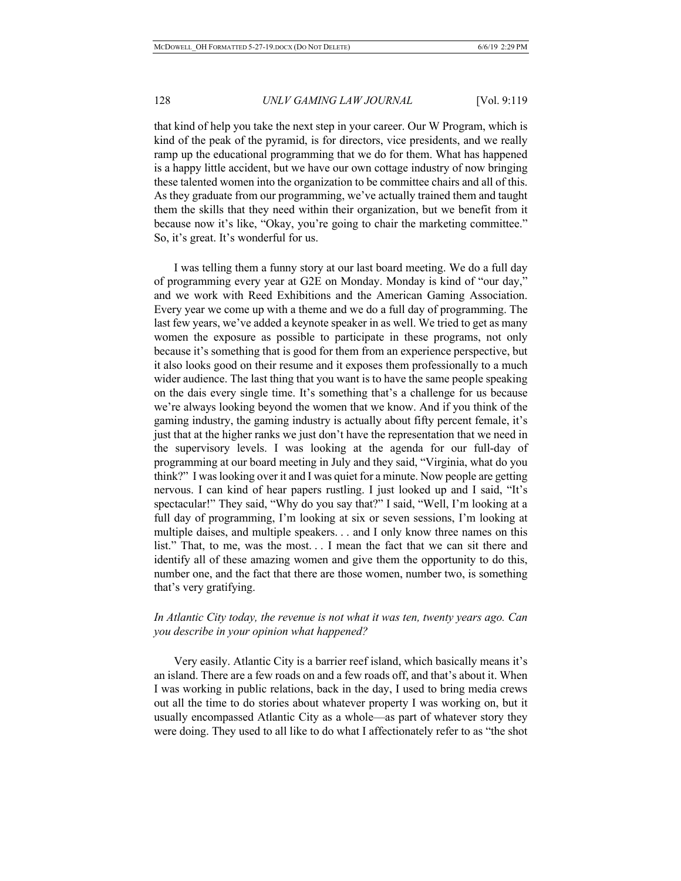that kind of help you take the next step in your career. Our W Program, which is kind of the peak of the pyramid, is for directors, vice presidents, and we really ramp up the educational programming that we do for them. What has happened is a happy little accident, but we have our own cottage industry of now bringing these talented women into the organization to be committee chairs and all of this. As they graduate from our programming, we've actually trained them and taught them the skills that they need within their organization, but we benefit from it because now it's like, "Okay, you're going to chair the marketing committee." So, it's great. It's wonderful for us.

I was telling them a funny story at our last board meeting. We do a full day of programming every year at G2E on Monday. Monday is kind of "our day," and we work with Reed Exhibitions and the American Gaming Association. Every year we come up with a theme and we do a full day of programming. The last few years, we've added a keynote speaker in as well. We tried to get as many women the exposure as possible to participate in these programs, not only because it's something that is good for them from an experience perspective, but it also looks good on their resume and it exposes them professionally to a much wider audience. The last thing that you want is to have the same people speaking on the dais every single time. It's something that's a challenge for us because we're always looking beyond the women that we know. And if you think of the gaming industry, the gaming industry is actually about fifty percent female, it's just that at the higher ranks we just don't have the representation that we need in the supervisory levels. I was looking at the agenda for our full-day of programming at our board meeting in July and they said, "Virginia, what do you think?" I was looking over it and I was quiet for a minute. Now people are getting nervous. I can kind of hear papers rustling. I just looked up and I said, "It's spectacular!" They said, "Why do you say that?" I said, "Well, I'm looking at a full day of programming, I'm looking at six or seven sessions, I'm looking at multiple daises, and multiple speakers. . . and I only know three names on this list." That, to me, was the most. . . I mean the fact that we can sit there and identify all of these amazing women and give them the opportunity to do this, number one, and the fact that there are those women, number two, is something that's very gratifying.

*In Atlantic City today, the revenue is not what it was ten, twenty years ago. Can you describe in your opinion what happened?*

Very easily. Atlantic City is a barrier reef island, which basically means it's an island. There are a few roads on and a few roads off, and that's about it. When I was working in public relations, back in the day, I used to bring media crews out all the time to do stories about whatever property I was working on, but it usually encompassed Atlantic City as a whole—as part of whatever story they were doing. They used to all like to do what I affectionately refer to as "the shot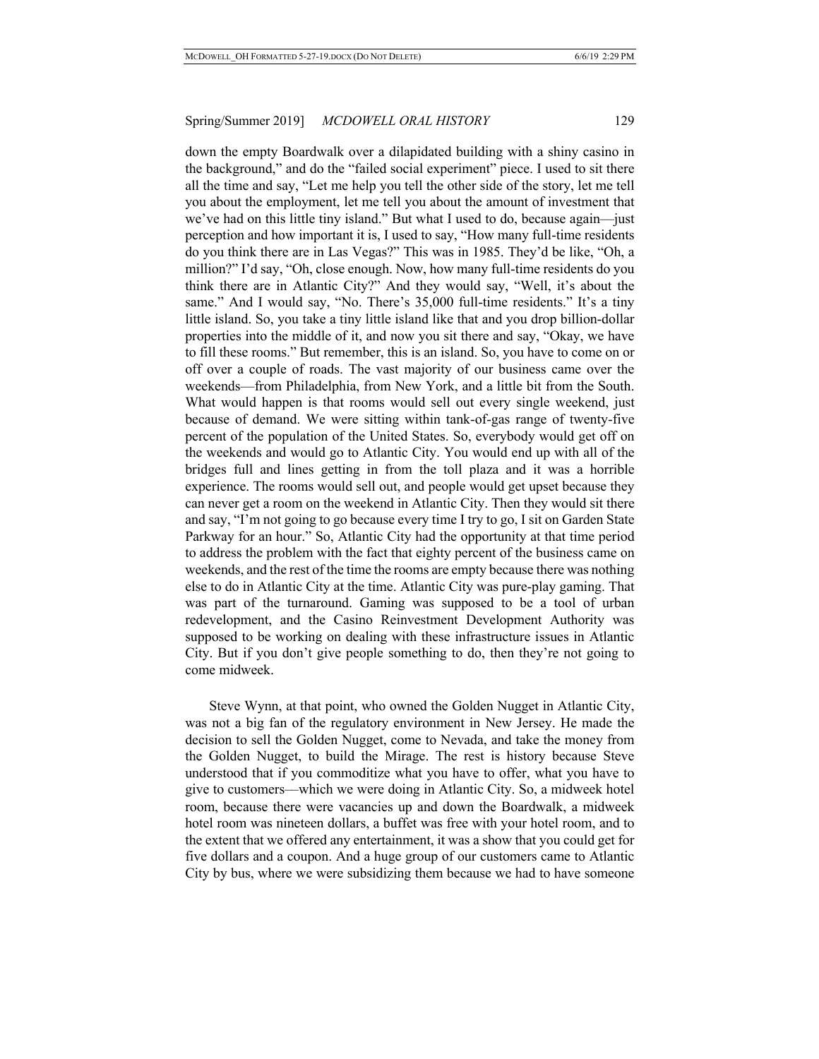down the empty Boardwalk over a dilapidated building with a shiny casino in the background," and do the "failed social experiment" piece. I used to sit there all the time and say, "Let me help you tell the other side of the story, let me tell you about the employment, let me tell you about the amount of investment that we've had on this little tiny island." But what I used to do, because again—just perception and how important it is, I used to say, "How many full-time residents do you think there are in Las Vegas?" This was in 1985. They'd be like, "Oh, a million?" I'd say, "Oh, close enough. Now, how many full-time residents do you think there are in Atlantic City?" And they would say, "Well, it's about the same." And I would say, "No. There's 35,000 full-time residents." It's a tiny little island. So, you take a tiny little island like that and you drop billion-dollar properties into the middle of it, and now you sit there and say, "Okay, we have to fill these rooms." But remember, this is an island. So, you have to come on or off over a couple of roads. The vast majority of our business came over the weekends—from Philadelphia, from New York, and a little bit from the South. What would happen is that rooms would sell out every single weekend, just because of demand. We were sitting within tank-of-gas range of twenty-five percent of the population of the United States. So, everybody would get off on the weekends and would go to Atlantic City. You would end up with all of the bridges full and lines getting in from the toll plaza and it was a horrible experience. The rooms would sell out, and people would get upset because they can never get a room on the weekend in Atlantic City. Then they would sit there and say, "I'm not going to go because every time I try to go, I sit on Garden State Parkway for an hour." So, Atlantic City had the opportunity at that time period to address the problem with the fact that eighty percent of the business came on weekends, and the rest of the time the rooms are empty because there was nothing else to do in Atlantic City at the time. Atlantic City was pure-play gaming. That was part of the turnaround. Gaming was supposed to be a tool of urban redevelopment, and the Casino Reinvestment Development Authority was supposed to be working on dealing with these infrastructure issues in Atlantic City. But if you don't give people something to do, then they're not going to come midweek.

Steve Wynn, at that point, who owned the Golden Nugget in Atlantic City, was not a big fan of the regulatory environment in New Jersey. He made the decision to sell the Golden Nugget, come to Nevada, and take the money from the Golden Nugget, to build the Mirage. The rest is history because Steve understood that if you commoditize what you have to offer, what you have to give to customers—which we were doing in Atlantic City. So, a midweek hotel room, because there were vacancies up and down the Boardwalk, a midweek hotel room was nineteen dollars, a buffet was free with your hotel room, and to the extent that we offered any entertainment, it was a show that you could get for five dollars and a coupon. And a huge group of our customers came to Atlantic City by bus, where we were subsidizing them because we had to have someone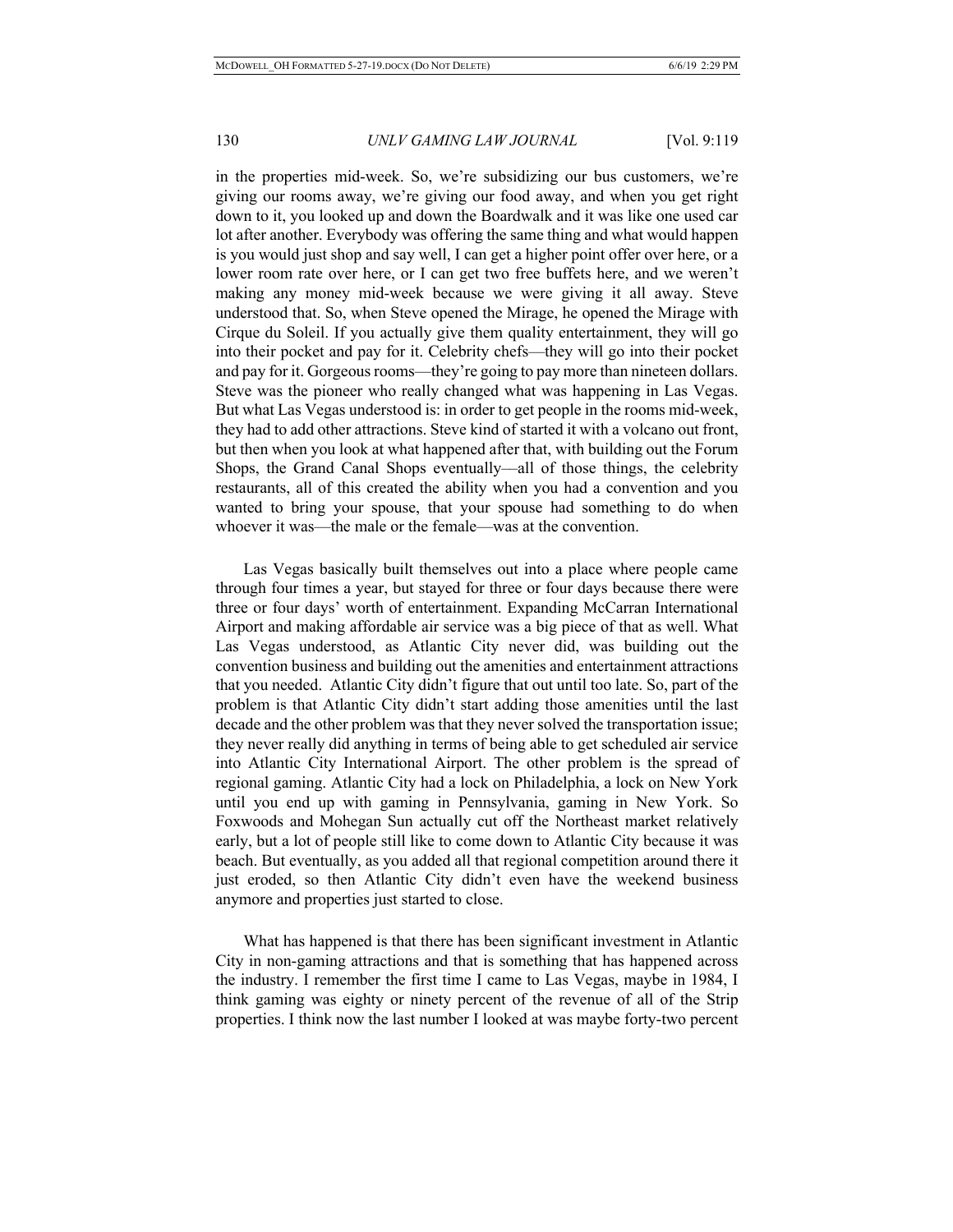in the properties mid-week. So, we're subsidizing our bus customers, we're giving our rooms away, we're giving our food away, and when you get right down to it, you looked up and down the Boardwalk and it was like one used car lot after another. Everybody was offering the same thing and what would happen is you would just shop and say well, I can get a higher point offer over here, or a lower room rate over here, or I can get two free buffets here, and we weren't making any money mid-week because we were giving it all away. Steve understood that. So, when Steve opened the Mirage, he opened the Mirage with Cirque du Soleil. If you actually give them quality entertainment, they will go into their pocket and pay for it. Celebrity chefs—they will go into their pocket and pay for it. Gorgeous rooms—they're going to pay more than nineteen dollars. Steve was the pioneer who really changed what was happening in Las Vegas. But what Las Vegas understood is: in order to get people in the rooms mid-week, they had to add other attractions. Steve kind of started it with a volcano out front, but then when you look at what happened after that, with building out the Forum Shops, the Grand Canal Shops eventually—all of those things, the celebrity restaurants, all of this created the ability when you had a convention and you wanted to bring your spouse, that your spouse had something to do when whoever it was—the male or the female—was at the convention.

Las Vegas basically built themselves out into a place where people came through four times a year, but stayed for three or four days because there were three or four days' worth of entertainment. Expanding McCarran International Airport and making affordable air service was a big piece of that as well. What Las Vegas understood, as Atlantic City never did, was building out the convention business and building out the amenities and entertainment attractions that you needed. Atlantic City didn't figure that out until too late. So, part of the problem is that Atlantic City didn't start adding those amenities until the last decade and the other problem was that they never solved the transportation issue; they never really did anything in terms of being able to get scheduled air service into Atlantic City International Airport. The other problem is the spread of regional gaming. Atlantic City had a lock on Philadelphia, a lock on New York until you end up with gaming in Pennsylvania, gaming in New York. So Foxwoods and Mohegan Sun actually cut off the Northeast market relatively early, but a lot of people still like to come down to Atlantic City because it was beach. But eventually, as you added all that regional competition around there it just eroded, so then Atlantic City didn't even have the weekend business anymore and properties just started to close.

What has happened is that there has been significant investment in Atlantic City in non-gaming attractions and that is something that has happened across the industry. I remember the first time I came to Las Vegas, maybe in 1984, I think gaming was eighty or ninety percent of the revenue of all of the Strip properties. I think now the last number I looked at was maybe forty-two percent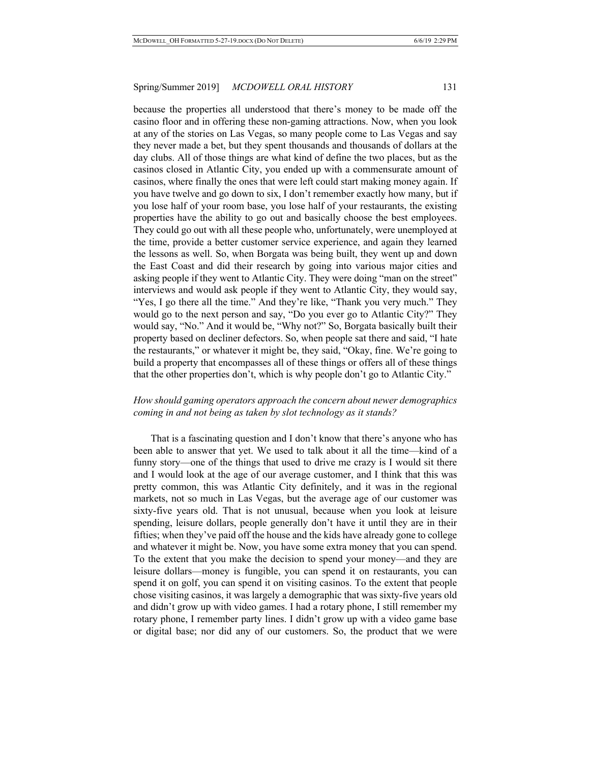because the properties all understood that there's money to be made off the casino floor and in offering these non-gaming attractions. Now, when you look at any of the stories on Las Vegas, so many people come to Las Vegas and say they never made a bet, but they spent thousands and thousands of dollars at the day clubs. All of those things are what kind of define the two places, but as the casinos closed in Atlantic City, you ended up with a commensurate amount of casinos, where finally the ones that were left could start making money again. If you have twelve and go down to six, I don't remember exactly how many, but if you lose half of your room base, you lose half of your restaurants, the existing properties have the ability to go out and basically choose the best employees. They could go out with all these people who, unfortunately, were unemployed at the time, provide a better customer service experience, and again they learned the lessons as well. So, when Borgata was being built, they went up and down the East Coast and did their research by going into various major cities and asking people if they went to Atlantic City. They were doing "man on the street" interviews and would ask people if they went to Atlantic City, they would say, "Yes, I go there all the time." And they're like, "Thank you very much." They would go to the next person and say, "Do you ever go to Atlantic City?" They would say, "No." And it would be, "Why not?" So, Borgata basically built their property based on decliner defectors. So, when people sat there and said, "I hate the restaurants," or whatever it might be, they said, "Okay, fine. We're going to build a property that encompasses all of these things or offers all of these things that the other properties don't, which is why people don't go to Atlantic City."

*How should gaming operators approach the concern about newer demographics coming in and not being as taken by slot technology as it stands?*

That is a fascinating question and I don't know that there's anyone who has been able to answer that yet. We used to talk about it all the time—kind of a funny story—one of the things that used to drive me crazy is I would sit there and I would look at the age of our average customer, and I think that this was pretty common, this was Atlantic City definitely, and it was in the regional markets, not so much in Las Vegas, but the average age of our customer was sixty-five years old. That is not unusual, because when you look at leisure spending, leisure dollars, people generally don't have it until they are in their fifties; when they've paid off the house and the kids have already gone to college and whatever it might be. Now, you have some extra money that you can spend. To the extent that you make the decision to spend your money—and they are leisure dollars—money is fungible, you can spend it on restaurants, you can spend it on golf, you can spend it on visiting casinos. To the extent that people chose visiting casinos, it was largely a demographic that was sixty-five years old and didn't grow up with video games. I had a rotary phone, I still remember my rotary phone, I remember party lines. I didn't grow up with a video game base or digital base; nor did any of our customers. So, the product that we were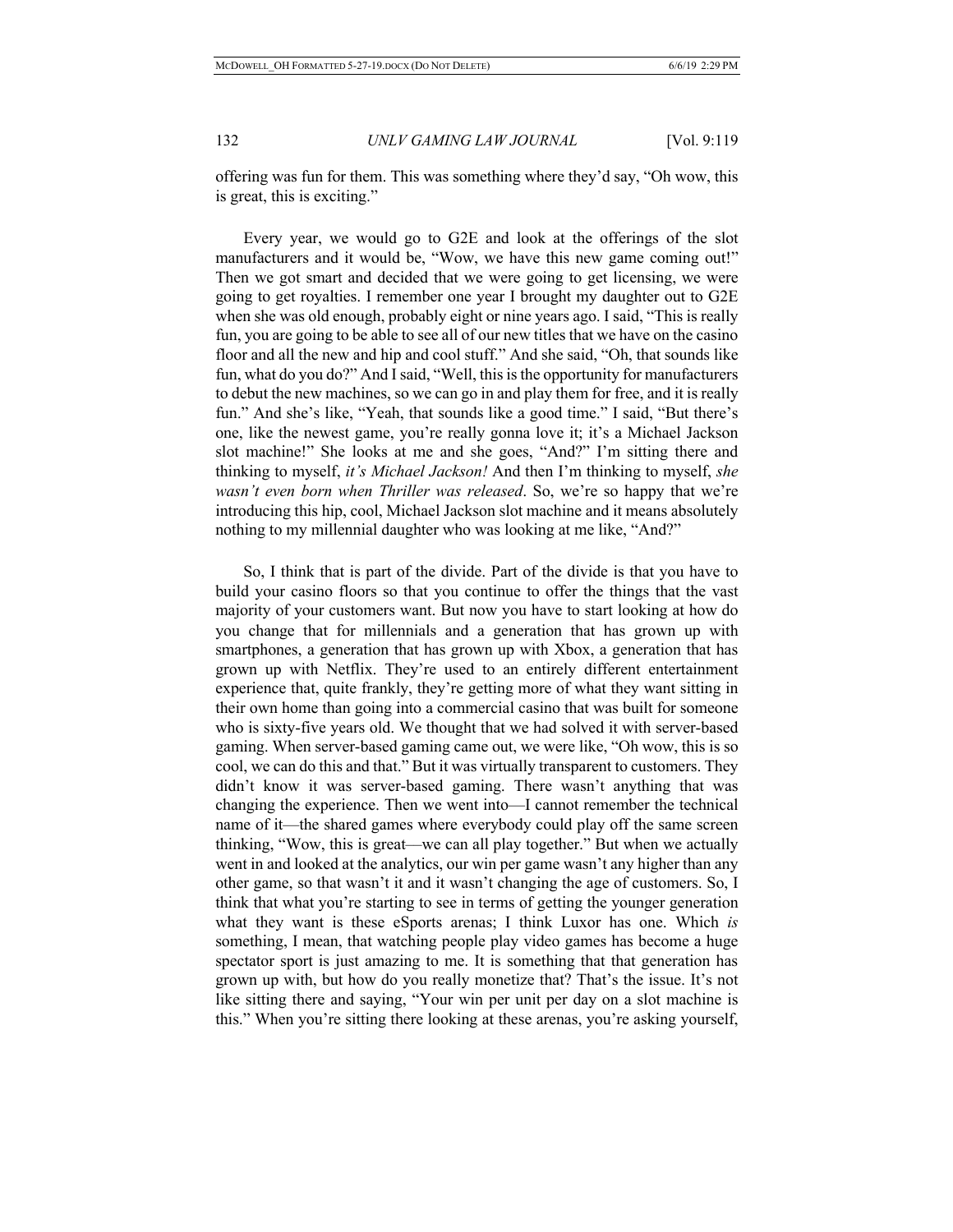offering was fun for them. This was something where they'd say, "Oh wow, this is great, this is exciting."

Every year, we would go to G2E and look at the offerings of the slot manufacturers and it would be, "Wow, we have this new game coming out!" Then we got smart and decided that we were going to get licensing, we were going to get royalties. I remember one year I brought my daughter out to G2E when she was old enough, probably eight or nine years ago. I said, "This is really fun, you are going to be able to see all of our new titles that we have on the casino floor and all the new and hip and cool stuff." And she said, "Oh, that sounds like fun, what do you do?" And I said, "Well, this is the opportunity for manufacturers to debut the new machines, so we can go in and play them for free, and it is really fun." And she's like, "Yeah, that sounds like a good time." I said, "But there's one, like the newest game, you're really gonna love it; it's a Michael Jackson slot machine!" She looks at me and she goes, "And?" I'm sitting there and thinking to myself, *it's Michael Jackson!* And then I'm thinking to myself, *she wasn't even born when Thriller was released*. So, we're so happy that we're introducing this hip, cool, Michael Jackson slot machine and it means absolutely nothing to my millennial daughter who was looking at me like, "And?"

So, I think that is part of the divide. Part of the divide is that you have to build your casino floors so that you continue to offer the things that the vast majority of your customers want. But now you have to start looking at how do you change that for millennials and a generation that has grown up with smartphones, a generation that has grown up with Xbox, a generation that has grown up with Netflix. They're used to an entirely different entertainment experience that, quite frankly, they're getting more of what they want sitting in their own home than going into a commercial casino that was built for someone who is sixty-five years old. We thought that we had solved it with server-based gaming. When server-based gaming came out, we were like, "Oh wow, this is so cool, we can do this and that." But it was virtually transparent to customers. They didn't know it was server-based gaming. There wasn't anything that was changing the experience. Then we went into—I cannot remember the technical name of it—the shared games where everybody could play off the same screen thinking, "Wow, this is great—we can all play together." But when we actually went in and looked at the analytics, our win per game wasn't any higher than any other game, so that wasn't it and it wasn't changing the age of customers. So, I think that what you're starting to see in terms of getting the younger generation what they want is these eSports arenas; I think Luxor has one. Which *is* something, I mean, that watching people play video games has become a huge spectator sport is just amazing to me. It is something that that generation has grown up with, but how do you really monetize that? That's the issue. It's not like sitting there and saying, "Your win per unit per day on a slot machine is this." When you're sitting there looking at these arenas, you're asking yourself,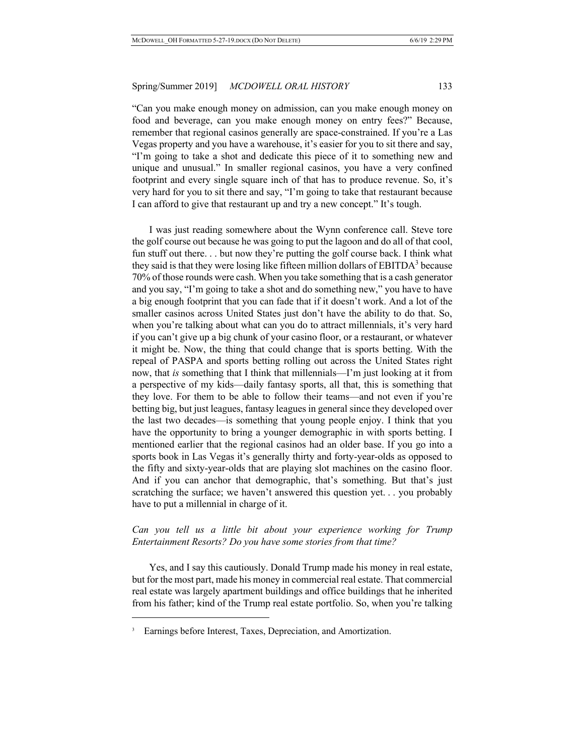"Can you make enough money on admission, can you make enough money on food and beverage, can you make enough money on entry fees?" Because, remember that regional casinos generally are space-constrained. If you're a Las Vegas property and you have a warehouse, it's easier for you to sit there and say, "I'm going to take a shot and dedicate this piece of it to something new and unique and unusual." In smaller regional casinos, you have a very confined footprint and every single square inch of that has to produce revenue. So, it's very hard for you to sit there and say, "I'm going to take that restaurant because I can afford to give that restaurant up and try a new concept." It's tough.

I was just reading somewhere about the Wynn conference call. Steve tore the golf course out because he was going to put the lagoon and do all of that cool, fun stuff out there. . . but now they're putting the golf course back. I think what they said is that they were losing like fifteen million dollars of EBITDA[3] because 70% of those rounds were cash. When you take something that is a cash generator and you say, "I'm going to take a shot and do something new," you have to have a big enough footprint that you can fade that if it doesn't work. And a lot of the smaller casinos across United States just don't have the ability to do that. So, when you're talking about what can you do to attract millennials, it's very hard if you can't give up a big chunk of your casino floor, or a restaurant, or whatever it might be. Now, the thing that could change that is sports betting. With the repeal of PASPA and sports betting rolling out across the United States right now, that *is* something that I think that millennials—I'm just looking at it from a perspective of my kids—daily fantasy sports, all that, this is something that they love. For them to be able to follow their teams—and not even if you're betting big, but just leagues, fantasy leagues in general since they developed over the last two decades—is something that young people enjoy. I think that you have the opportunity to bring a younger demographic in with sports betting. I mentioned earlier that the regional casinos had an older base. If you go into a sports book in Las Vegas it's generally thirty and forty-year-olds as opposed to the fifty and sixty-year-olds that are playing slot machines on the casino floor. And if you can anchor that demographic, that's something. But that's just scratching the surface; we haven't answered this question yet. . . you probably have to put a millennial in charge of it.

*Can you tell us a little bit about your experience working for Trump Entertainment Resorts? Do you have some stories from that time?*

Yes, and I say this cautiously. Donald Trump made his money in real estate, but for the most part, made his money in commercial real estate. That commercial real estate was largely apartment buildings and office buildings that he inherited from his father; kind of the Trump real estate portfolio. So, when you're talking

---

[3] Earnings before Interest, Taxes, Depreciation, and Amortization.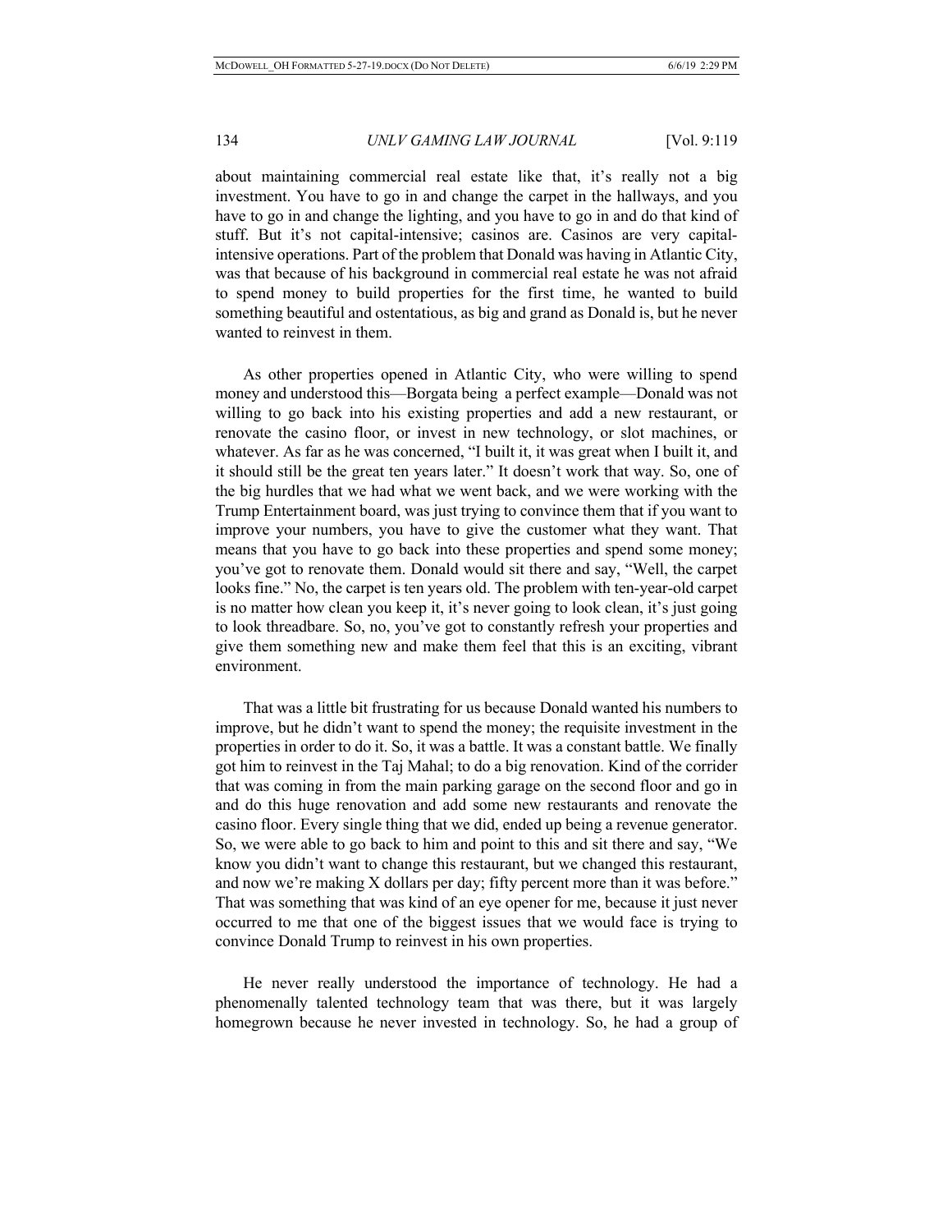about maintaining commercial real estate like that, it's really not a big investment. You have to go in and change the carpet in the hallways, and you have to go in and change the lighting, and you have to go in and do that kind of stuff. But it's not capital-intensive; casinos are. Casinos are very capital-intensive operations. Part of the problem that Donald was having in Atlantic City, was that because of his background in commercial real estate he was not afraid to spend money to build properties for the first time, he wanted to build something beautiful and ostentatious, as big and grand as Donald is, but he never wanted to reinvest in them.

As other properties opened in Atlantic City, who were willing to spend money and understood this—Borgata being a perfect example—Donald was not willing to go back into his existing properties and add a new restaurant, or renovate the casino floor, or invest in new technology, or slot machines, or whatever. As far as he was concerned, "I built it, it was great when I built it, and it should still be the great ten years later." It doesn't work that way. So, one of the big hurdles that we had what we went back, and we were working with the Trump Entertainment board, was just trying to convince them that if you want to improve your numbers, you have to give the customer what they want. That means that you have to go back into these properties and spend some money; you've got to renovate them. Donald would sit there and say, "Well, the carpet looks fine." No, the carpet is ten years old. The problem with ten-year-old carpet is no matter how clean you keep it, it's never going to look clean, it's just going to look threadbare. So, no, you've got to constantly refresh your properties and give them something new and make them feel that this is an exciting, vibrant environment.

That was a little bit frustrating for us because Donald wanted his numbers to improve, but he didn't want to spend the money; the requisite investment in the properties in order to do it. So, it was a battle. It was a constant battle. We finally got him to reinvest in the Taj Mahal; to do a big renovation. Kind of the corridor that was coming in from the main parking garage on the second floor and go in and do this huge renovation and add some new restaurants and renovate the casino floor. Every single thing that we did, ended up being a revenue generator. So, we were able to go back to him and point to this and sit there and say, "We know you didn't want to change this restaurant, but we changed this restaurant, and now we're making X dollars per day; fifty percent more than it was before." That was something that was kind of an eye opener for me, because it just never occurred to me that one of the biggest issues that we would face is trying to convince Donald Trump to reinvest in his own properties.

He never really understood the importance of technology. He had a phenomenally talented technology team that was there, but it was largely homegrown because he never invested in technology. So, he had a group of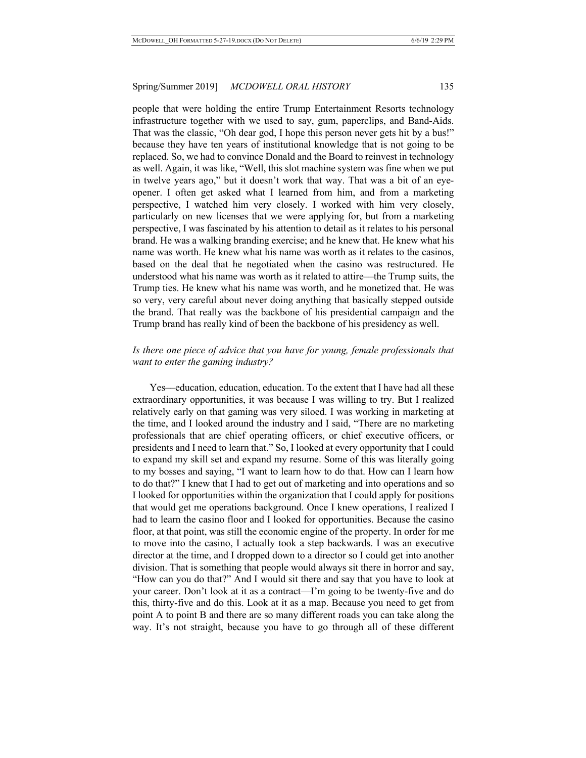people that were holding the entire Trump Entertainment Resorts technology infrastructure together with we used to say, gum, paperclips, and Band-Aids. That was the classic, "Oh dear god, I hope this person never gets hit by a bus!" because they have ten years of institutional knowledge that is not going to be replaced. So, we had to convince Donald and the Board to reinvest in technology as well. Again, it was like, "Well, this slot machine system was fine when we put in twelve years ago," but it doesn't work that way. That was a bit of an eye-opener. I often get asked what I learned from him, and from a marketing perspective, I watched him very closely. I worked with him very closely, particularly on new licenses that we were applying for, but from a marketing perspective, I was fascinated by his attention to detail as it relates to his personal brand. He was a walking branding exercise; and he knew that. He knew what his name was worth. He knew what his name was worth as it relates to the casinos, based on the deal that he negotiated when the casino was restructured. He understood what his name was worth as it related to attire—the Trump suits, the Trump ties. He knew what his name was worth, and he monetized that. He was so very, very careful about never doing anything that basically stepped outside the brand. That really was the backbone of his presidential campaign and the Trump brand has really kind of been the backbone of his presidency as well.

*Is there one piece of advice that you have for young, female professionals that want to enter the gaming industry?*

Yes—education, education, education. To the extent that I have had all these extraordinary opportunities, it was because I was willing to try. But I realized relatively early on that gaming was very siloed. I was working in marketing at the time, and I looked around the industry and I said, "There are no marketing professionals that are chief operating officers, or chief executive officers, or presidents and I need to learn that." So, I looked at every opportunity that I could to expand my skill set and expand my resume. Some of this was literally going to my bosses and saying, "I want to learn how to do that. How can I learn how to do that?" I knew that I had to get out of marketing and into operations and so I looked for opportunities within the organization that I could apply for positions that would get me operations background. Once I knew operations, I realized I had to learn the casino floor and I looked for opportunities. Because the casino floor, at that point, was still the economic engine of the property. In order for me to move into the casino, I actually took a step backwards. I was an executive director at the time, and I dropped down to a director so I could get into another division. That is something that people would always sit there in horror and say, "How can you do that?" And I would sit there and say that you have to look at your career. Don't look at it as a contract—I'm going to be twenty-five and do this, thirty-five and do this. Look at it as a map. Because you need to get from point A to point B and there are so many different roads you can take along the way. It's not straight, because you have to go through all of these different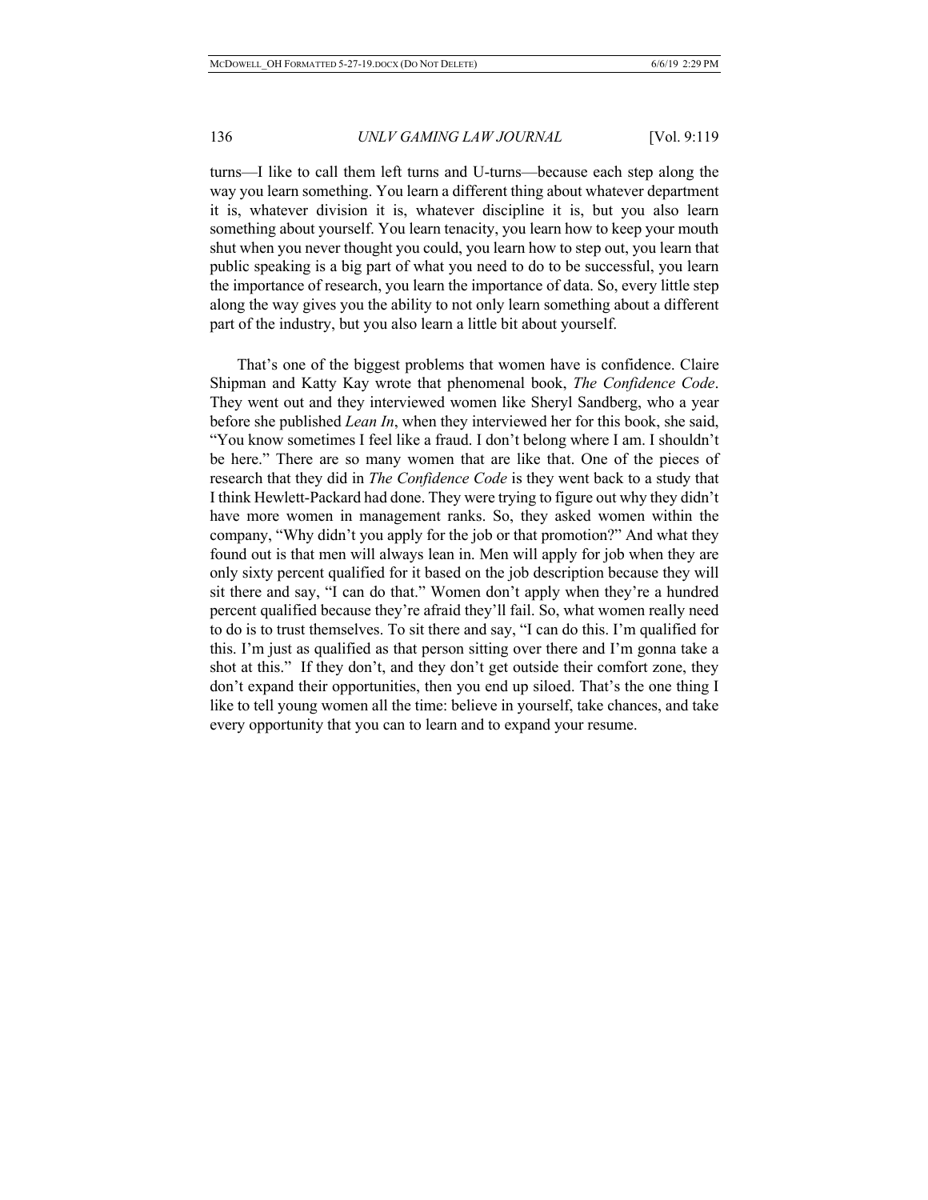turns—I like to call them left turns and U-turns—because each step along the way you learn something. You learn a different thing about whatever department it is, whatever division it is, whatever discipline it is, but you also learn something about yourself. You learn tenacity, you learn how to keep your mouth shut when you never thought you could, you learn how to step out, you learn that public speaking is a big part of what you need to do to be successful, you learn the importance of research, you learn the importance of data. So, every little step along the way gives you the ability to not only learn something about a different part of the industry, but you also learn a little bit about yourself.

That's one of the biggest problems that women have is confidence. Claire Shipman and Katty Kay wrote that phenomenal book, *The Confidence Code*. They went out and they interviewed women like Sheryl Sandberg, who a year before she published *Lean In*, when they interviewed her for this book, she said, "You know sometimes I feel like a fraud. I don't belong where I am. I shouldn't be here." There are so many women that are like that. One of the pieces of research that they did in *The Confidence Code* is they went back to a study that I think Hewlett-Packard had done. They were trying to figure out why they didn't have more women in management ranks. So, they asked women within the company, "Why didn't you apply for the job or that promotion?" And what they found out is that men will always lean in. Men will apply for job when they are only sixty percent qualified for it based on the job description because they will sit there and say, "I can do that." Women don't apply when they're a hundred percent qualified because they're afraid they'll fail. So, what women really need to do is to trust themselves. To sit there and say, "I can do this. I'm qualified for this. I'm just as qualified as that person sitting over there and I'm gonna take a shot at this." If they don't, and they don't get outside their comfort zone, they don't expand their opportunities, then you end up siloed. That's the one thing I like to tell young women all the time: believe in yourself, take chances, and take every opportunity that you can to learn and to expand your resume.